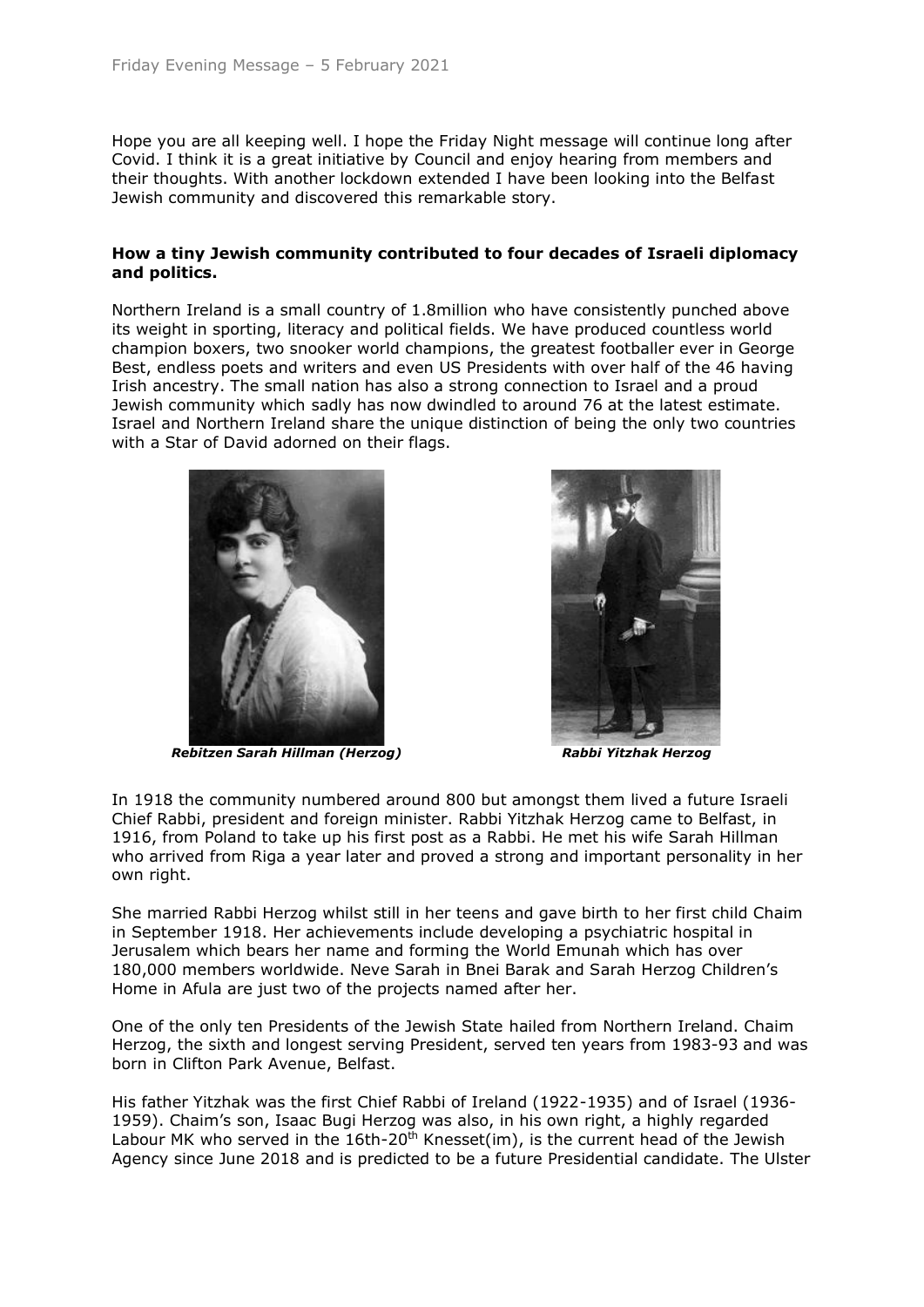Hope you are all keeping well. I hope the Friday Night message will continue long after Covid. I think it is a great initiative by Council and enjoy hearing from members and their thoughts. With another lockdown extended I have been looking into the Belfast Jewish community and discovered this remarkable story.

**How a tiny Jewish community contributed to four decades of Israeli diplomacy and politics.**

Northern Ireland is a small country of 1.8million who have consistently punched above its weight in sporting, literacy and political fields. We have produced countless world champion boxers, two snooker world champions, the greatest footballer ever in George Best, endless poets and writers and even US Presidents with over half of the 46 having Irish ancestry. The small nation has also a strong connection to Israel and a proud Jewish community which sadly has now dwindled to around 76 at the latest estimate. Israel and Northern Ireland share the unique distinction of being the only two countries with a Star of David adorned on their flags.

***Rebitzen Sarah Hillman (Herzog)***

***Rabbi Yitzhak Herzog***

In 1918 the community numbered around 800 but amongst them lived a future Israeli Chief Rabbi, president and foreign minister. Rabbi Yitzhak Herzog came to Belfast, in 1916, from Poland to take up his first post as a Rabbi. He met his wife Sarah Hillman who arrived from Riga a year later and proved a strong and important personality in her own right.

She married Rabbi Herzog whilst still in her teens and gave birth to her first child Chaim in September 1918. Her achievements include developing a psychiatric hospital in Jerusalem which bears her name and forming the World Emunah which has over 180,000 members worldwide. Neve Sarah in Bnei Barak and Sarah Herzog Children's Home in Afula are just two of the projects named after her.

One of the only ten Presidents of the Jewish State hailed from Northern Ireland. Chaim Herzog, the sixth and longest serving President, served ten years from 1983-93 and was born in Clifton Park Avenue, Belfast.

His father Yitzhak was the first Chief Rabbi of Ireland (1922-1935) and of Israel (1936-1959). Chaim's son, Isaac Bugi Herzog was also, in his own right, a highly regarded Labour MK who served in the 16th-20th Knesset(im), is the current head of the Jewish Agency since June 2018 and is predicted to be a future Presidential candidate. The Ulster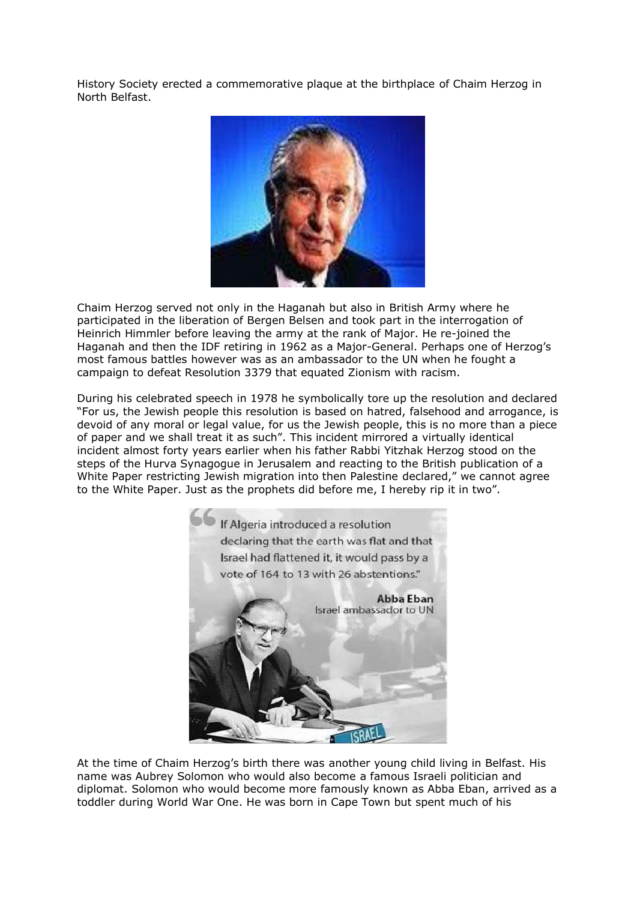History Society erected a commemorative plaque at the birthplace of Chaim Herzog in North Belfast.

Chaim Herzog served not only in the Haganah but also in British Army where he participated in the liberation of Bergen Belsen and took part in the interrogation of Heinrich Himmler before leaving the army at the rank of Major. He re-joined the Haganah and then the IDF retiring in 1962 as a Major-General. Perhaps one of Herzog's most famous battles however was as an ambassador to the UN when he fought a campaign to defeat Resolution 3379 that equated Zionism with racism.

During his celebrated speech in 1978 he symbolically tore up the resolution and declared "For us, the Jewish people this resolution is based on hatred, falsehood and arrogance, is devoid of any moral or legal value, for us the Jewish people, this is no more than a piece of paper and we shall treat it as such". This incident mirrored a virtually identical incident almost forty years earlier when his father Rabbi Yitzhak Herzog stood on the steps of the Hurva Synagogue in Jerusalem and reacting to the British publication of a White Paper restricting Jewish migration into then Palestine declared," we cannot agree to the White Paper. Just as the prophets did before me, I hereby rip it in two".

At the time of Chaim Herzog's birth there was another young child living in Belfast. His name was Aubrey Solomon who would also become a famous Israeli politician and diplomat. Solomon who would become more famously known as Abba Eban, arrived as a toddler during World War One. He was born in Cape Town but spent much of his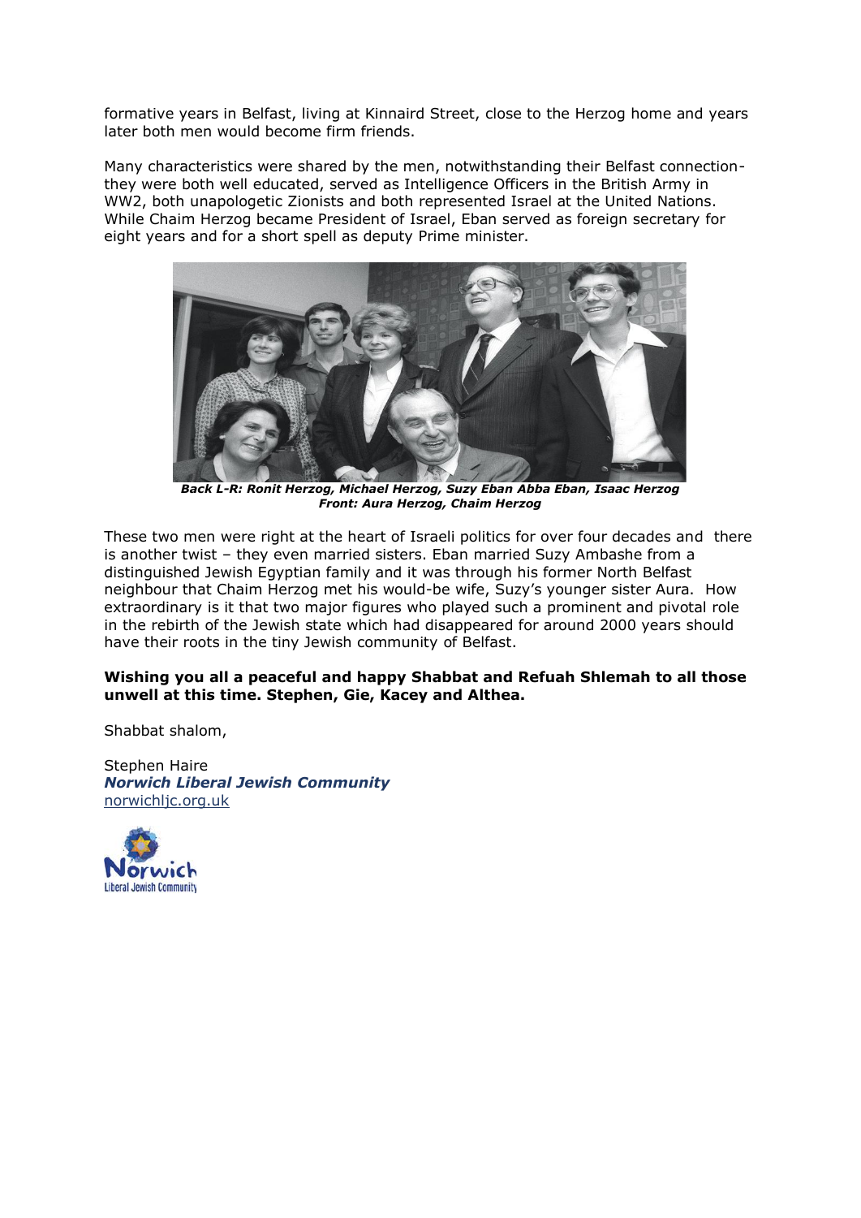formative years in Belfast, living at Kinnaird Street, close to the Herzog home and years later both men would become firm friends.

Many characteristics were shared by the men, notwithstanding their Belfast connection- they were both well educated, served as Intelligence Officers in the British Army in WW2, both unapologetic Zionists and both represented Israel at the United Nations. While Chaim Herzog became President of Israel, Eban served as foreign secretary for eight years and for a short spell as deputy Prime minister.

***Back L-R: Ronit Herzog, Michael Herzog, Suzy Eban Abba Eban, Isaac Herzog***
***Front: Aura Herzog, Chaim Herzog***

These two men were right at the heart of Israeli politics for over four decades and there is another twist – they even married sisters. Eban married Suzy Ambashe from a distinguished Jewish Egyptian family and it was through his former North Belfast neighbour that Chaim Herzog met his would-be wife, Suzy's younger sister Aura. How extraordinary is it that two major figures who played such a prominent and pivotal role in the rebirth of the Jewish state which had disappeared for around 2000 years should have their roots in the tiny Jewish community of Belfast.

**Wishing you all a peaceful and happy Shabbat and Refuah Shlemah to all those unwell at this time. Stephen, Gie, Kacey and Althea.**

Shabbat shalom,

Stephen Haire
***Norwich Liberal Jewish Community***
norwichljc.org.uk